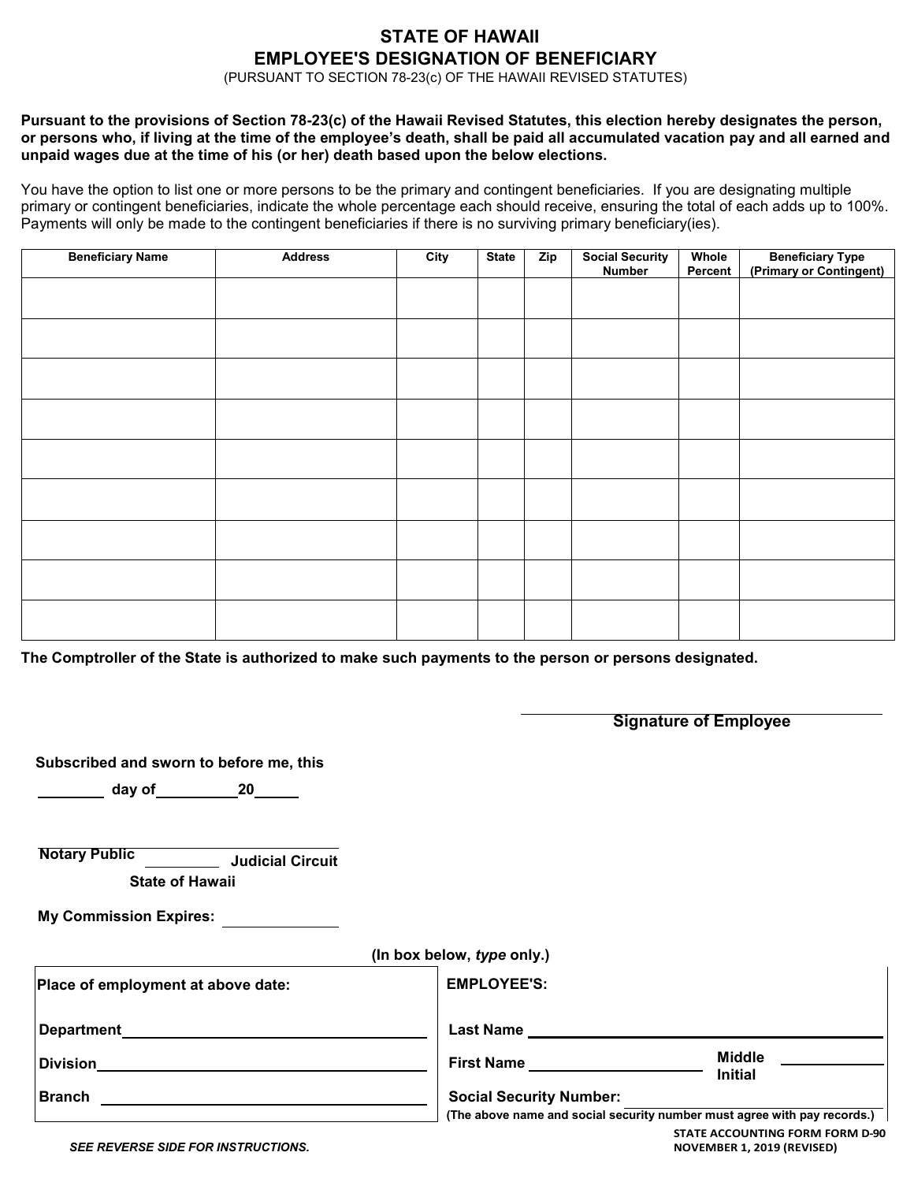# STATE OF HAWAII
# EMPLOYEE'S DESIGNATION OF BENEFICIARY

(PURSUANT TO SECTION 78-23(c) OF THE HAWAII REVISED STATUTES)

**Pursuant to the provisions of Section 78-23(c) of the Hawaii Revised Statutes, this election hereby designates the person, or persons who, if living at the time of the employee's death, shall be paid all accumulated vacation pay and all earned and unpaid wages due at the time of his (or her) death based upon the below elections.**

You have the option to list one or more persons to be the primary and contingent beneficiaries. If you are designating multiple primary or contingent beneficiaries, indicate the whole percentage each should receive, ensuring the total of each adds up to 100%. Payments will only be made to the contingent beneficiaries if there is no surviving primary beneficiary(ies).

| Beneficiary Name | Address | City | State | Zip | Social Security Number | Whole Percent | Beneficiary Type (Primary or Contingent) |
|---|---|---|---|---|---|---|---|
| | | | | | | | |
| | | | | | | | |
| | | | | | | | |
| | | | | | | | |
| | | | | | | | |
| | | | | | | | |
| | | | | | | | |
| | | | | | | | |
| | | | | | | | |

**The Comptroller of the State is authorized to make such payments to the person or persons designated.**

______________________________
**Signature of Employee**

**Subscribed and sworn to before me, this**

________ **day of** __________ **20**_____

______________________________
**Notary Public** _________ **Judicial Circuit**
**State of Hawaii**

**My Commission Expires:** ______________

**(In box below, *type* only.)**

| **Place of employment at above date:** | **EMPLOYEE'S:** |
|---|---|
| **Department** ______________________ | **Last Name** ______________________ |
| **Division** ______________________ | **First Name** ______________ **Middle Initial** ________ |
| **Branch** ______________________ | **Social Security Number:** ______________________ |
| | **(The above name and social security number must agree with pay records.)** |

***SEE REVERSE SIDE FOR INSTRUCTIONS.***

**STATE ACCOUNTING FORM FORM D-90**
**NOVEMBER 1, 2019 (REVISED)**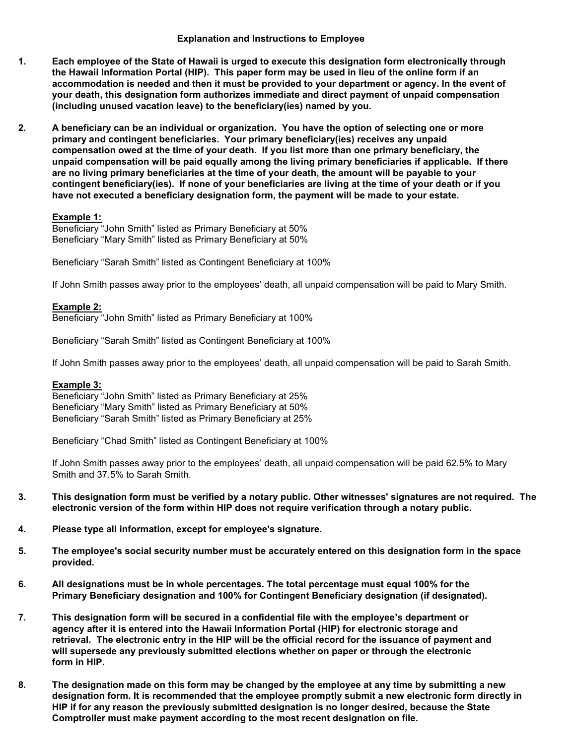**Explanation and Instructions to Employee**

1. **Each employee of the State of Hawaii is urged to execute this designation form electronically through the Hawaii Information Portal (HIP). This paper form may be used in lieu of the online form if an accommodation is needed and then it must be provided to your department or agency. In the event of your death, this designation form authorizes immediate and direct payment of unpaid compensation (including unused vacation leave) to the beneficiary(ies) named by you.**

2. **A beneficiary can be an individual or organization. You have the option of selecting one or more primary and contingent beneficiaries. Your primary beneficiary(ies) receives any unpaid compensation owed at the time of your death. If you list more than one primary beneficiary, the unpaid compensation will be paid equally among the living primary beneficiaries if applicable. If there are no living primary beneficiaries at the time of your death, the amount will be payable to your contingent beneficiary(ies). If none of your beneficiaries are living at the time of your death or if you have not executed a beneficiary designation form, the payment will be made to your estate.**

   **Example 1:**
   Beneficiary "John Smith" listed as Primary Beneficiary at 50%
   Beneficiary "Mary Smith" listed as Primary Beneficiary at 50%

   Beneficiary "Sarah Smith" listed as Contingent Beneficiary at 100%

   If John Smith passes away prior to the employees' death, all unpaid compensation will be paid to Mary Smith.

   **Example 2:**
   Beneficiary "John Smith" listed as Primary Beneficiary at 100%

   Beneficiary "Sarah Smith" listed as Contingent Beneficiary at 100%

   If John Smith passes away prior to the employees' death, all unpaid compensation will be paid to Sarah Smith.

   **Example 3:**
   Beneficiary "John Smith" listed as Primary Beneficiary at 25%
   Beneficiary "Mary Smith" listed as Primary Beneficiary at 50%
   Beneficiary "Sarah Smith" listed as Primary Beneficiary at 25%

   Beneficiary "Chad Smith" listed as Contingent Beneficiary at 100%

   If John Smith passes away prior to the employees' death, all unpaid compensation will be paid 62.5% to Mary Smith and 37.5% to Sarah Smith.

3. **This designation form must be verified by a notary public. Other witnesses' signatures are not required. The electronic version of the form within HIP does not require verification through a notary public.**

4. **Please type all information, except for employee's signature.**

5. **The employee's social security number must be accurately entered on this designation form in the space provided.**

6. **All designations must be in whole percentages. The total percentage must equal 100% for the Primary Beneficiary designation and 100% for Contingent Beneficiary designation (if designated).**

7. **This designation form will be secured in a confidential file with the employee's department or agency after it is entered into the Hawaii Information Portal (HIP) for electronic storage and retrieval. The electronic entry in the HIP will be the official record for the issuance of payment and will supersede any previously submitted elections whether on paper or through the electronic form in HIP.**

8. **The designation made on this form may be changed by the employee at any time by submitting a new designation form. It is recommended that the employee promptly submit a new electronic form directly in HIP if for any reason the previously submitted designation is no longer desired, because the State Comptroller must make payment according to the most recent designation on file.**